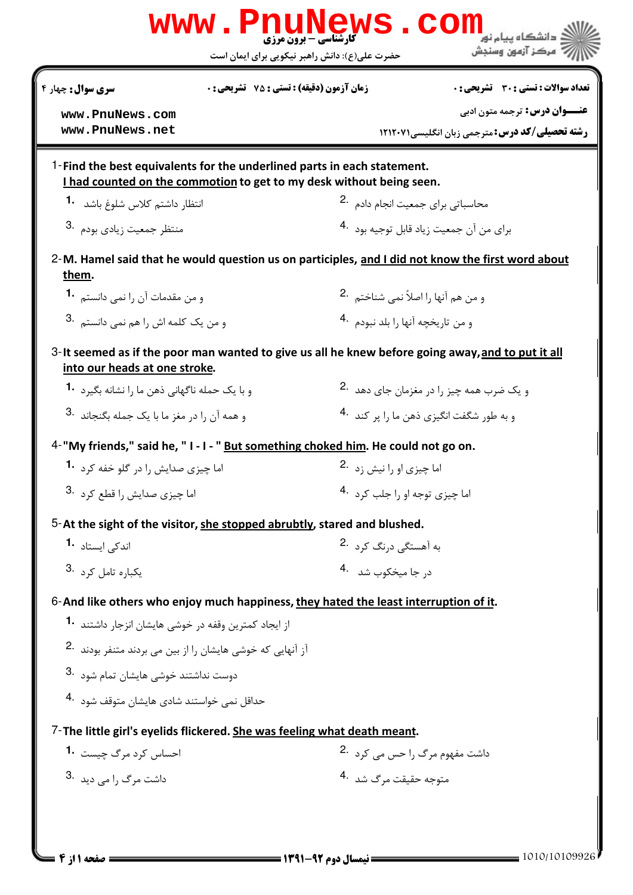**کارشناسی – برون مرزی**

حضرت علی(ع): دانش راهبر نیکویی برای ایمان است

**سری سوال:** چهار ۴ | **زمان آزمون (دقیقه) : تستی :** ۷۵ **تشریحی :** ۰ | **تعداد سوالات : تستی :** ۳۰ **تشریحی :** ۰

**عنـــوان درس:** ترجمه متون ادبی

**رشته تحصیلی/کد درس:** مترجمی زبان انگلیسی۱۲۱۲۰۷۱

1- **Find the best equivalents for the underlined parts in each statement.**
**<u>I had counted on the commotion</u> to get to my desk without being seen.**

1. انتظار داشتم کلاس شلوغ باشد
2. محاسباتی برای جمعیت انجام دادم
3. منتظر جمعیت زیادی بودم
4. برای من آن جمعیت زیاد قابل توجیه بود

2- **M. Hamel said that he would question us on participles, <u>and I did not know the first word about them</u>.**

1. و من مقدمات آن را نمی دانستم
2. و من هم آنها را اصلاً نمی شناختم
3. و من یک کلمه اش را هم نمی دانستم
4. و من تاریخچه آنها را بلد نبودم

3- **It seemed as if the poor man wanted to give us all he knew before going away, <u>and to put it all into our heads at one stroke</u>.**

1. و با یک حمله ناگهانی ذهن ما را نشانه بگیرد
2. و یک ضرب همه چیز را در مغزمان جای دهد
3. و همه آن را در مغز ما با یک جمله بگنجاند
4. و به طور شگفت انگیزی ذهن ما را پر کند

4- **"My friends," said he, " I - I - " <u>But something choked him</u>. He could not go on.**

1. اما چیزی صدایش را در گلو خفه کرد
2. اما چیزی او را نیش زد
3. اما چیزی صدایش را قطع کرد
4. اما چیزی توجه او را جلب کرد

5- **At the sight of the visitor, <u>she stopped abrubtly</u>, stared and blushed.**

1. اندکی ایستاد
2. به آهستگی درنگ کرد
3. یکباره تامل کرد
4. در جا میخکوب شد

6- **And like others who enjoy much happiness, <u>they hated the least interruption of it</u>.**

1. از ایجاد کمترین وقفه در خوشی هایشان انزجار داشتند
2. از آنهایی که خوشی هایشان را از بین می برند متنفر بودند
3. دوست نداشتند خوشی هایشان تمام شود
4. حداقل نمی خواستند شادی هایشان متوقف شود

7- **The little girl's eyelids flickered. <u>She was feeling what death meant</u>.**

1. احساس کرد مرگ چیست
2. داشت مفهوم مرگ را حس می کرد
3. داشت مرگ را می دید
4. متوجه حقیقت مرگ شد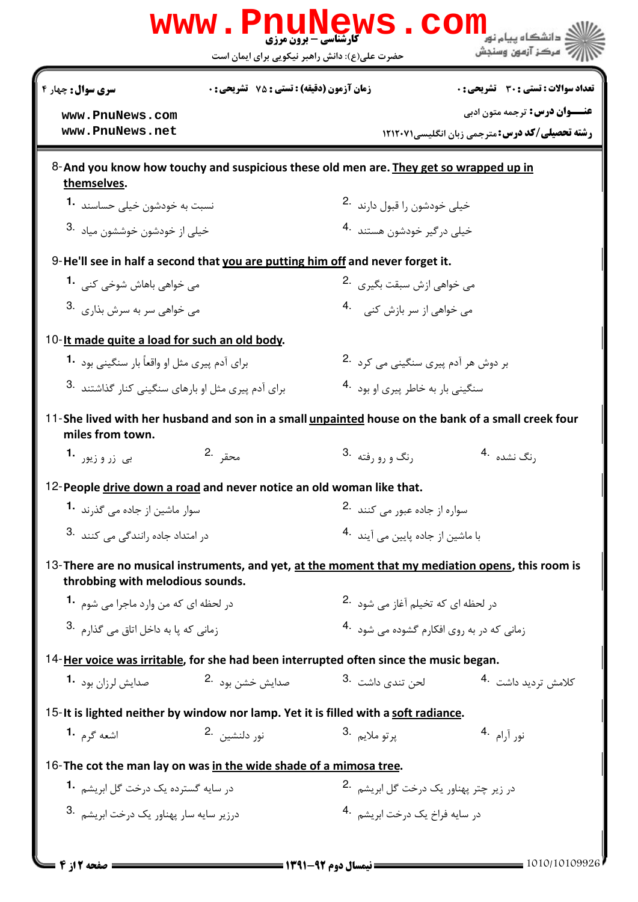**سری سوال:** چهار ۴ | **زمان آزمون (دقیقه) : تستی : ۷۵ تشریحی : ۰** | **تعداد سوالات : تستی : ۳۰ تشریحی : ۰**

**عنـــوان درس:** ترجمه متون ادبی

**رشته تحصیلی/کد درس:** مترجمی زبان انگلیسی۱۲۱۲۰۷۱

8- And you know how touchy and suspicious these old men are. They get so wrapped up in themselves.

1. نسبت به خودشون خیلی حساسند
2. خیلی خودشون را قبول دارند
3. خیلی از خودشون خوششون میاد
4. خیلی درگیر خودشون هستند

9- He'll see in half a second that you are putting him off and never forget it.

1. می خواهی باهاش شوخی کنی
2. می خواهی ازش سبقت بگیری
3. می خواهی سر به سرش بذاری
4. می خواهی از سر بازش کنی

10- It made quite a load for such an old body.

1. برای آدم پیری مثل او واقعاً بار سنگینی بود
2. بر دوش هر آدم پیری سنگینی می کرد
3. برای آدم پیری مثل او بارهای سنگینی کنار گذاشتند
4. سنگینی بار به خاطر پیری او بود

11- She lived with her husband and son in a small unpainted house on the bank of a small creek four miles from town.

1. بی زر و زیور
2. محقر
3. رنگ و رو رفته
4. رنگ نشده

12- People drive down a road and never notice an old woman like that.

1. سوار ماشین از جاده می گذرند
2. سواره از جاده عبور می کنند
3. در امتداد جاده رانندگی می کنند
4. با ماشین از جاده پایین می آیند

13- There are no musical instruments, and yet, at the moment that my mediation opens, this room is throbbing with melodious sounds.

1. در لحظه ای که من وارد ماجرا می شوم
2. در لحظه ای که تخیلم آغاز می شود
3. زمانی که پا به داخل اتاق می گذارم
4. زمانی که در به روی افکارم گشوده می شود

14- Her voice was irritable, for she had been interrupted often since the music began.

1. صدایش لرزان بود
2. صدایش خشن بود
3. لحن تندی داشت
4. کلامش تردید داشت

15- It is lighted neither by window nor lamp. Yet it is filled with a soft radiance.

1. اشعه گرم
2. نور دلنشین
3. پرتو ملایم
4. نور آرام

16- The cot the man lay on was in the wide shade of a mimosa tree.

1. در سایه گسترده یک درخت گل ابریشم
2. در زیر چتر پهناور یک درخت گل ابریشم
3. درزیر سایه سار پهناور یک درخت ابریشم
4. در سایه فراخ یک درخت ابریشم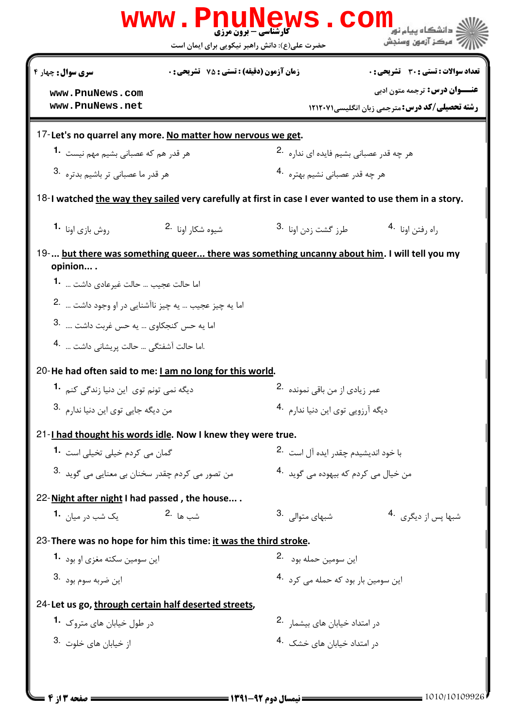**سری سوال:** چهار ۴ | **زمان آزمون (دقیقه) : تستی :** ۷۵ **تشریحی :** ۰ | **تعداد سوالات : تستی :** ۳۰ **تشریحی :** ۰

**عنـــوان درس:** ترجمه متون ادبی

**رشته تحصیلی/کد درس:** مترجمی زبان انگلیسی۱۲۱۲۰۷۱

17- Let's no quarrel any more. No matter how nervous we get.

1. هر قدر هم که عصبانی بشیم مهم نیست
2. هر چه قدر عصبانی بشیم فایده ای نداره
3. هر قدر ما عصبانی تر باشیم بدتره
4. هر چه قدر عصبانی نشیم بهتره

18- I watched the way they sailed very carefully at first in case I ever wanted to use them in a story.

1. روش بازی اونا
2. شیوه شکار اونا
3. طرز گشت زدن اونا
4. راه رفتن اونا

19- ... but there was something queer... there was something uncanny about him. I will tell you my opinion... .

1. اما حالت عجیب ... حالت غیرعادی داشت ...
2. اما یه چیز عجیب ... یه چیز ناآشنایی در او وجود داشت ...
3. اما یه حس کنجکاوی ... یه حس غربت داشت ....
4. اما حالت آشفتگی ... حالت پریشانی داشت ...

20- He had often said to me: I am no long for this world.

1. دیگه نمی تونم توی این دنیا زندگی کنم
2. عمر زیادی از من باقی نمونده
3. من دیگه جایی توی این دنیا ندارم
4. دیگه آرزویی توی این دنیا ندارم

21- I had thought his words idle. Now I knew they were true.

1. گمان می کردم خیلی تخیلی است
2. با خود اندیشیدم چقدر ایده آل است
3. من تصور می کردم چقدر سخنان بی معنایی می گوید
4. من خیال می کردم که بیهوده می گوید

22- Night after night I had passed , the house... .

1. یک شب در میان
2. شب ها
3. شبهای متوالی
4. شبها پس از دیگری

23- There was no hope for him this time: it was the third stroke.

1. این سومین سکته مغزی او بود
2. این سومین حمله بود
3. این ضربه سوم بود
4. این سومین بار بود که حمله می کرد

24- Let us go, through certain half deserted streets,

1. در طول خیابان های متروک
2. در امتداد خیابان های بیشمار
3. از خیابان های خلوت
4. در امتداد خیابان های خشک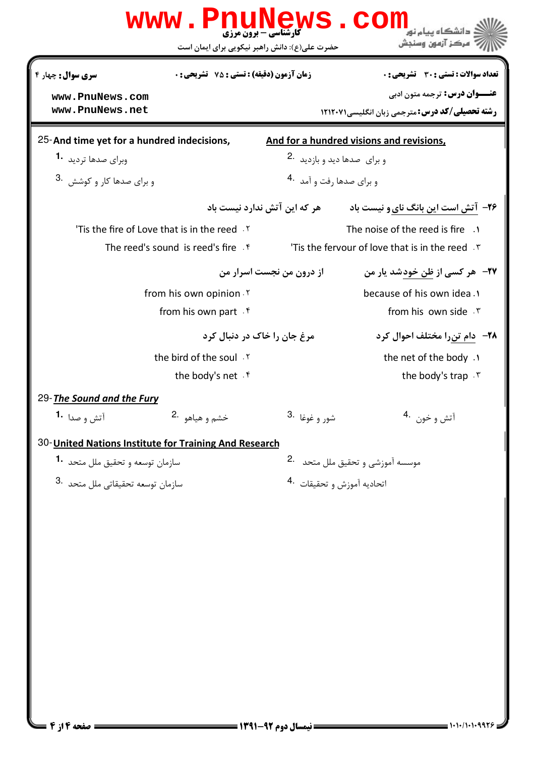سری سوال: چهار ۴ | زمان آزمون (دقیقه) : تستی : ۷۵ تشریحی : ۰ | تعداد سوالات : تستی : ۳۰ تشریحی : ۰

www.PnuNews.com
www.PnuNews.net

**عنـــوان درس:** ترجمه متون ادبی

**رشته تحصیلی/کد درس:** مترجمی زبان انگلیسی۱۲۱۲۰۷۱

25- **And time yet for a hundred indecisions,** <u>**And for a hundred visions and revisions,**</u>

1. وبرای صدها تردید
2. و برای صدها دید و بازدید
3. و برای صدها کار و کوشش
4. و برای صدها رفت و آمد

۲۶- <u>آتش</u> است این <u>بانگ نای</u> و نیست باد هر که این آتش ندارد نیست باد

۱. The noise of the reed is fire
۲. 'Tis the fire of Love that is in the reed
۳. 'Tis the fervour of love that is in the reed
۴. The reed's sound is reed's fire

۲۷- هر کسی از <u>ظن خود</u>شد یار من از درون من نجست اسرار من

۱. because of his own idea
۲. from his own opinion
۳. from his own side
۴. from his own part

۲۸- <u>دام تن</u>را مختلف احوال کرد مرغ جان را خاک در دنبال کرد

۱. the net of the body
۲. the bird of the soul
۳. the body's trap
۴. the body's net

29- ***The Sound and the Fury***

1. آتش و صدا
2. خشم و هیاهو
3. شور و غوغا
4. آتش و خون

30- <u>**United Nations Institute for Training And Research**</u>

1. سازمان توسعه و تحقیق ملل متحد
2. موسسه آموزشی و تحقیق ملل متحد
3. سازمان توسعه تحقیقاتی ملل متحد
4. اتحادیه آموزش و تحقیقات